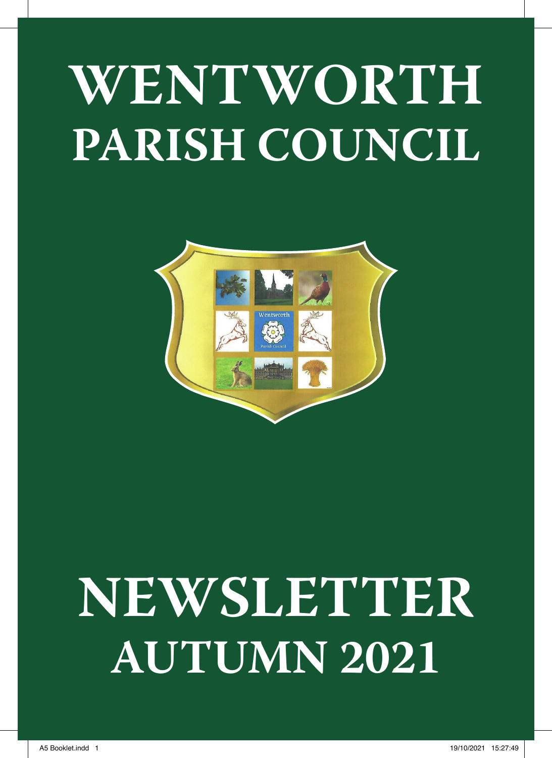# WENTWORTH PARISH COUNCIL

# NEWSLETTER AUTUMN 2021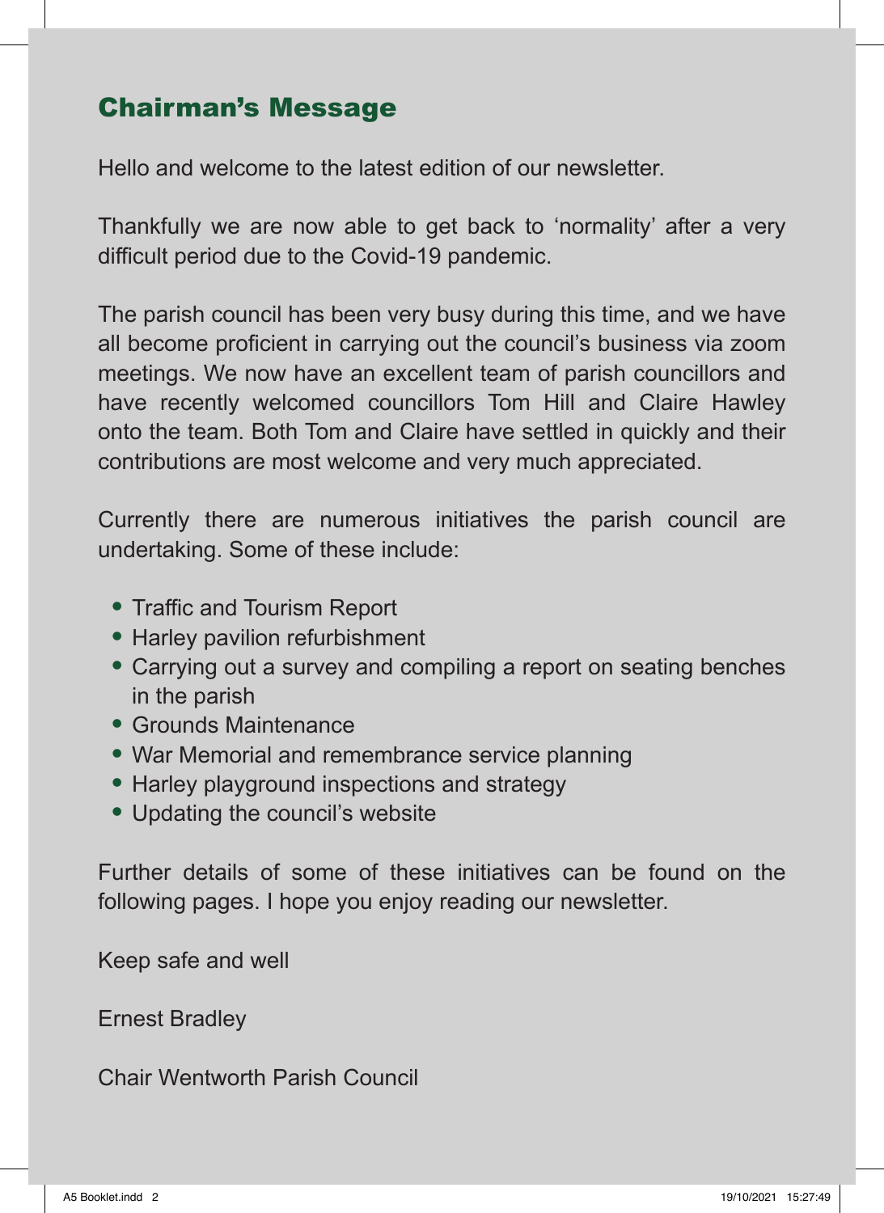## Chairman's Message

Hello and welcome to the latest edition of our newsletter.

Thankfully we are now able to get back to 'normality' after a very difficult period due to the Covid-19 pandemic.

The parish council has been very busy during this time, and we have all become proficient in carrying out the council's business via zoom meetings. We now have an excellent team of parish councillors and have recently welcomed councillors Tom Hill and Claire Hawley onto the team. Both Tom and Claire have settled in quickly and their contributions are most welcome and very much appreciated.

Currently there are numerous initiatives the parish council are undertaking. Some of these include:

- Traffic and Tourism Report
- Harley pavilion refurbishment
- Carrying out a survey and compiling a report on seating benches in the parish
- Grounds Maintenance
- War Memorial and remembrance service planning
- Harley playground inspections and strategy
- Updating the council's website

Further details of some of these initiatives can be found on the following pages. I hope you enjoy reading our newsletter.

Keep safe and well

Ernest Bradley

Chair Wentworth Parish Council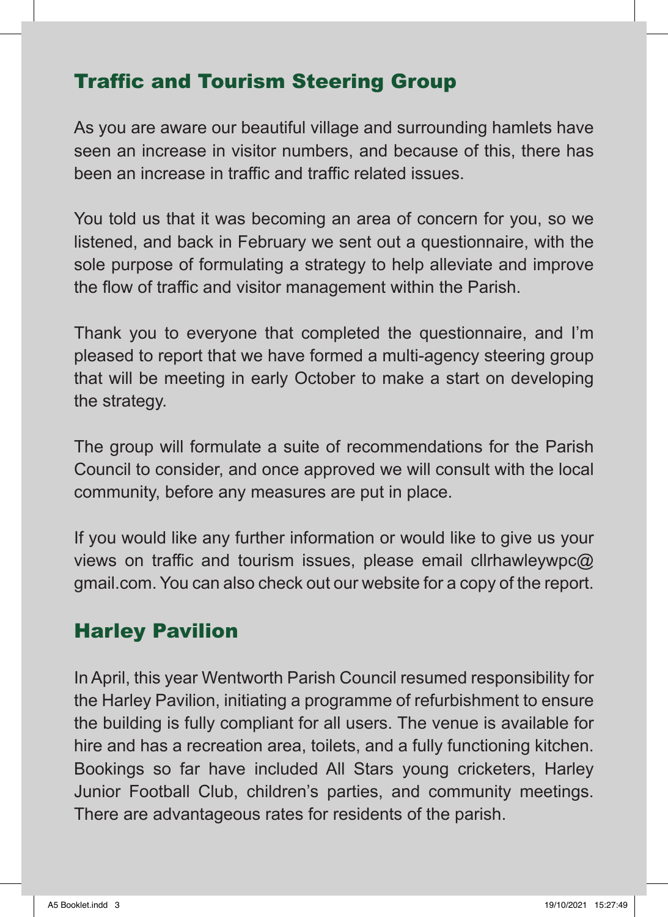## Traffic and Tourism Steering Group

As you are aware our beautiful village and surrounding hamlets have seen an increase in visitor numbers, and because of this, there has been an increase in traffic and traffic related issues.

You told us that it was becoming an area of concern for you, so we listened, and back in February we sent out a questionnaire, with the sole purpose of formulating a strategy to help alleviate and improve the flow of traffic and visitor management within the Parish.

Thank you to everyone that completed the questionnaire, and I'm pleased to report that we have formed a multi-agency steering group that will be meeting in early October to make a start on developing the strategy.

The group will formulate a suite of recommendations for the Parish Council to consider, and once approved we will consult with the local community, before any measures are put in place.

If you would like any further information or would like to give us your views on traffic and tourism issues, please email cllrhawleywpc@gmail.com. You can also check out our website for a copy of the report.

## Harley Pavilion

In April, this year Wentworth Parish Council resumed responsibility for the Harley Pavilion, initiating a programme of refurbishment to ensure the building is fully compliant for all users. The venue is available for hire and has a recreation area, toilets, and a fully functioning kitchen. Bookings so far have included All Stars young cricketers, Harley Junior Football Club, children's parties, and community meetings. There are advantageous rates for residents of the parish.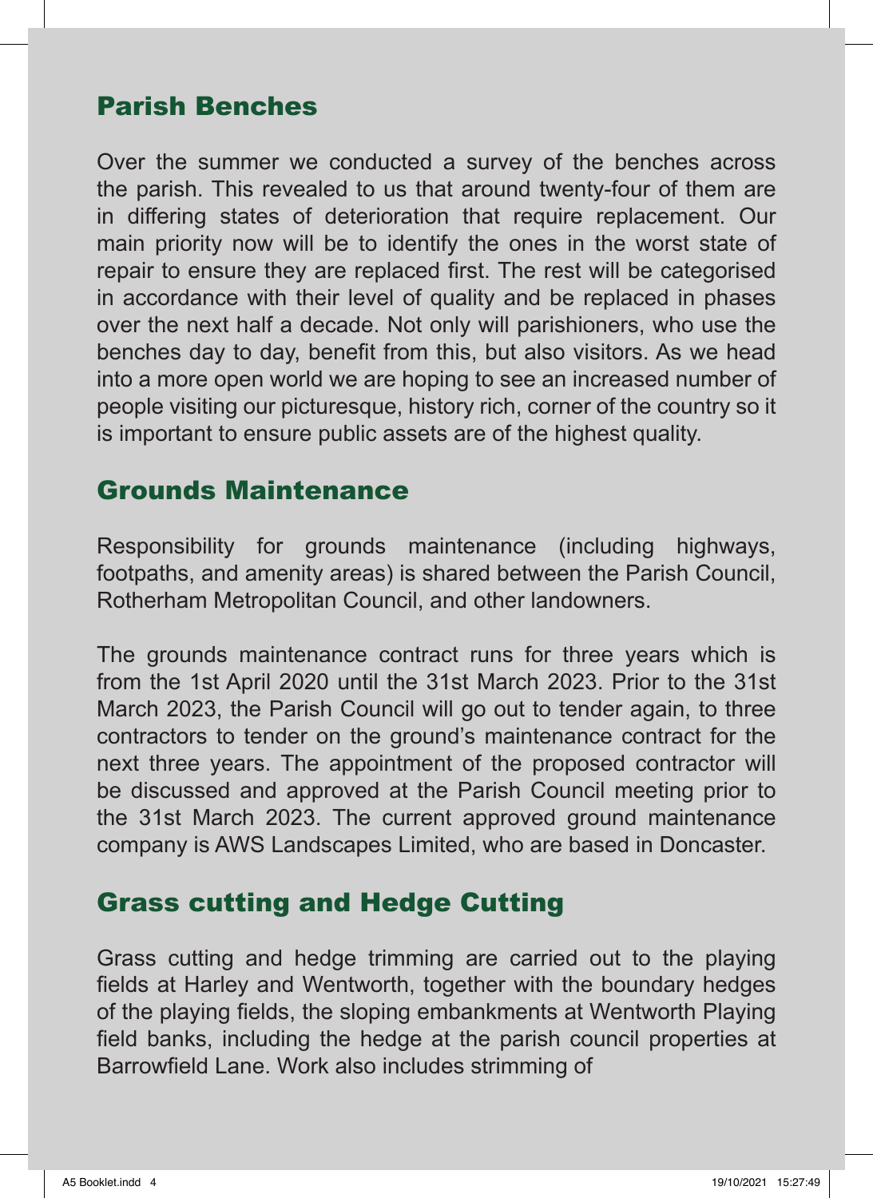## Parish Benches

Over the summer we conducted a survey of the benches across the parish. This revealed to us that around twenty-four of them are in differing states of deterioration that require replacement. Our main priority now will be to identify the ones in the worst state of repair to ensure they are replaced first. The rest will be categorised in accordance with their level of quality and be replaced in phases over the next half a decade. Not only will parishioners, who use the benches day to day, benefit from this, but also visitors. As we head into a more open world we are hoping to see an increased number of people visiting our picturesque, history rich, corner of the country so it is important to ensure public assets are of the highest quality.

## Grounds Maintenance

Responsibility for grounds maintenance (including highways, footpaths, and amenity areas) is shared between the Parish Council, Rotherham Metropolitan Council, and other landowners.

The grounds maintenance contract runs for three years which is from the 1st April 2020 until the 31st March 2023. Prior to the 31st March 2023, the Parish Council will go out to tender again, to three contractors to tender on the ground's maintenance contract for the next three years. The appointment of the proposed contractor will be discussed and approved at the Parish Council meeting prior to the 31st March 2023. The current approved ground maintenance company is AWS Landscapes Limited, who are based in Doncaster.

## Grass cutting and Hedge Cutting

Grass cutting and hedge trimming are carried out to the playing fields at Harley and Wentworth, together with the boundary hedges of the playing fields, the sloping embankments at Wentworth Playing field banks, including the hedge at the parish council properties at Barrowfield Lane. Work also includes strimming of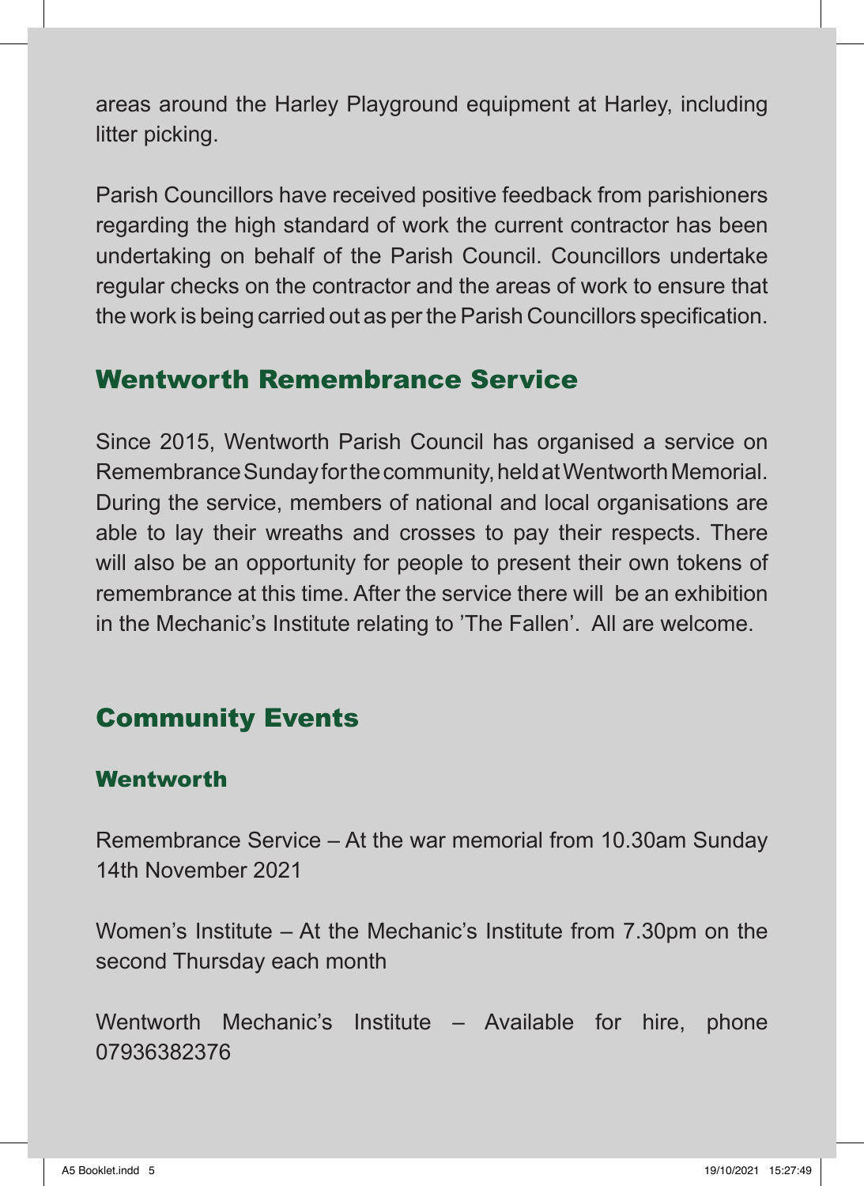areas around the Harley Playground equipment at Harley, including litter picking.

Parish Councillors have received positive feedback from parishioners regarding the high standard of work the current contractor has been undertaking on behalf of the Parish Council. Councillors undertake regular checks on the contractor and the areas of work to ensure that the work is being carried out as per the Parish Councillors specification.

## Wentworth Remembrance Service

Since 2015, Wentworth Parish Council has organised a service on Remembrance Sunday for the community, held at Wentworth Memorial. During the service, members of national and local organisations are able to lay their wreaths and crosses to pay their respects. There will also be an opportunity for people to present their own tokens of remembrance at this time. After the service there will be an exhibition in the Mechanic's Institute relating to 'The Fallen'. All are welcome.

## Community Events

### Wentworth

Remembrance Service – At the war memorial from 10.30am Sunday 14th November 2021

Women's Institute – At the Mechanic's Institute from 7.30pm on the second Thursday each month

Wentworth Mechanic's Institute – Available for hire, phone 07936382376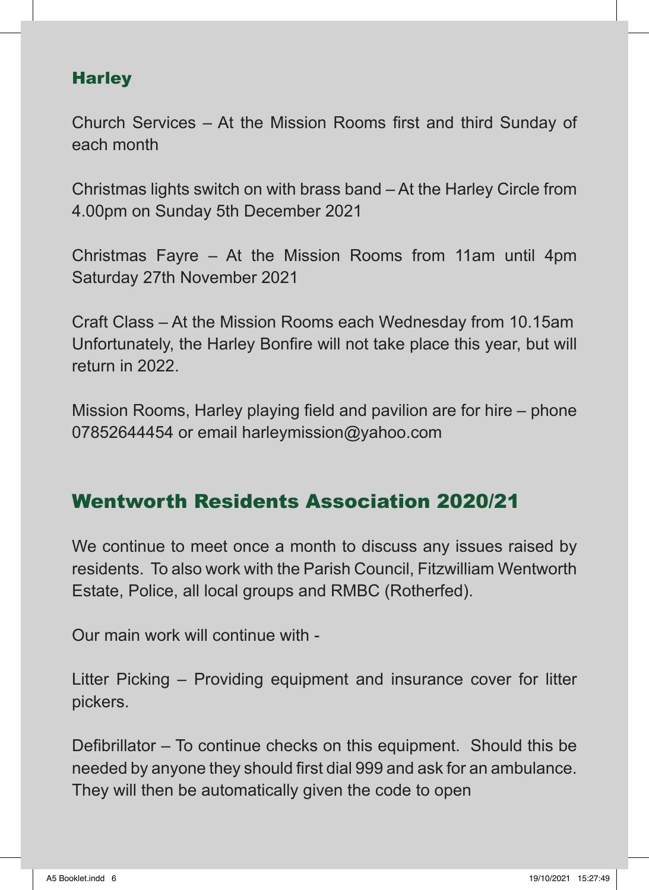### Harley

Church Services – At the Mission Rooms first and third Sunday of each month

Christmas lights switch on with brass band – At the Harley Circle from 4.00pm on Sunday 5th December 2021

Christmas Fayre – At the Mission Rooms from 11am until 4pm Saturday 27th November 2021

Craft Class – At the Mission Rooms each Wednesday from 10.15am
Unfortunately, the Harley Bonfire will not take place this year, but will return in 2022.

Mission Rooms, Harley playing field and pavilion are for hire – phone 07852644454 or email harleymission@yahoo.com

## Wentworth Residents Association 2020/21

We continue to meet once a month to discuss any issues raised by residents. To also work with the Parish Council, Fitzwilliam Wentworth Estate, Police, all local groups and RMBC (Rotherfed).

Our main work will continue with -

Litter Picking – Providing equipment and insurance cover for litter pickers.

Defibrillator – To continue checks on this equipment. Should this be needed by anyone they should first dial 999 and ask for an ambulance. They will then be automatically given the code to open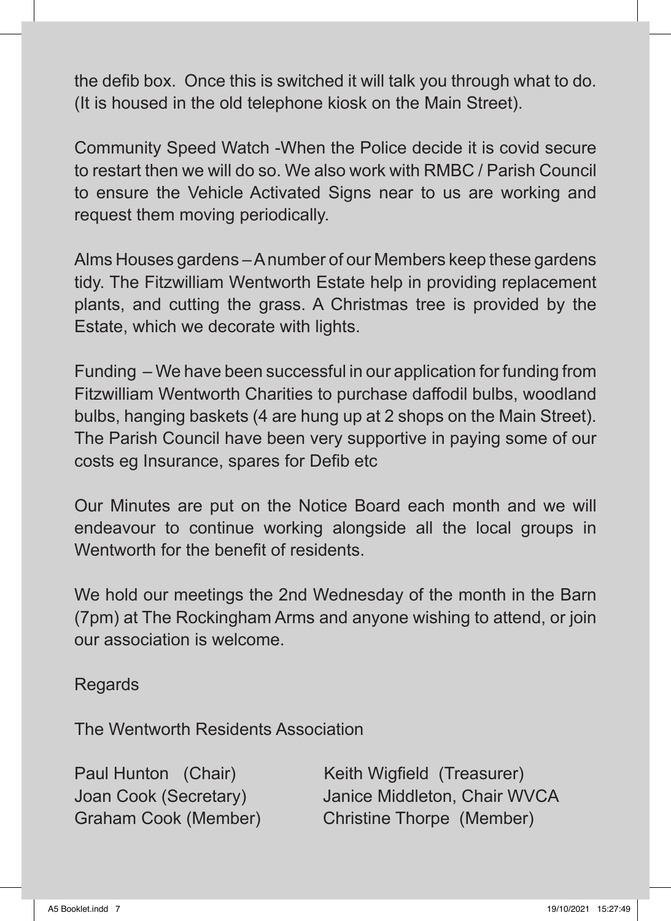the defib box. Once this is switched it will talk you through what to do. (It is housed in the old telephone kiosk on the Main Street).

Community Speed Watch -When the Police decide it is covid secure to restart then we will do so. We also work with RMBC / Parish Council to ensure the Vehicle Activated Signs near to us are working and request them moving periodically.

Alms Houses gardens – A number of our Members keep these gardens tidy. The Fitzwilliam Wentworth Estate help in providing replacement plants, and cutting the grass. A Christmas tree is provided by the Estate, which we decorate with lights.

Funding – We have been successful in our application for funding from Fitzwilliam Wentworth Charities to purchase daffodil bulbs, woodland bulbs, hanging baskets (4 are hung up at 2 shops on the Main Street). The Parish Council have been very supportive in paying some of our costs eg Insurance, spares for Defib etc

Our Minutes are put on the Notice Board each month and we will endeavour to continue working alongside all the local groups in Wentworth for the benefit of residents.

We hold our meetings the 2nd Wednesday of the month in the Barn (7pm) at The Rockingham Arms and anyone wishing to attend, or join our association is welcome.

Regards

The Wentworth Residents Association

Paul Hunton (Chair)
Joan Cook (Secretary)
Graham Cook (Member)
Keith Wigfield (Treasurer)
Janice Middleton, Chair WVCA
Christine Thorpe (Member)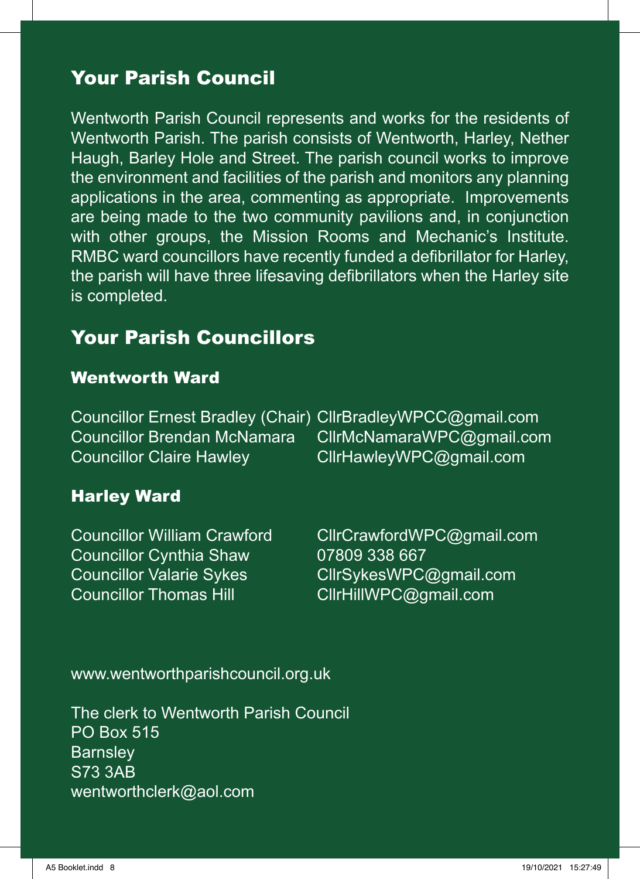## Your Parish Council

Wentworth Parish Council represents and works for the residents of Wentworth Parish. The parish consists of Wentworth, Harley, Nether Haugh, Barley Hole and Street. The parish council works to improve the environment and facilities of the parish and monitors any planning applications in the area, commenting as appropriate. Improvements are being made to the two community pavilions and, in conjunction with other groups, the Mission Rooms and Mechanic's Institute. RMBC ward councillors have recently funded a defibrillator for Harley, the parish will have three lifesaving defibrillators when the Harley site is completed.

## Your Parish Councillors

### Wentworth Ward

| | |
|---|---|
| Councillor Ernest Bradley (Chair) | CllrBradleyWPCC@gmail.com |
| Councillor Brendan McNamara | CllrMcNamaraWPC@gmail.com |
| Councillor Claire Hawley | CllrHawleyWPC@gmail.com |

### Harley Ward

| | |
|---|---|
| Councillor William Crawford | CllrCrawfordWPC@gmail.com |
| Councillor Cynthia Shaw | 07809 338 667 |
| Councillor Valarie Sykes | CllrSykesWPC@gmail.com |
| Councillor Thomas Hill | CllrHillWPC@gmail.com |

www.wentworthparishcouncil.org.uk

The clerk to Wentworth Parish Council
PO Box 515
Barnsley
S73 3AB
wentworthclerk@aol.com